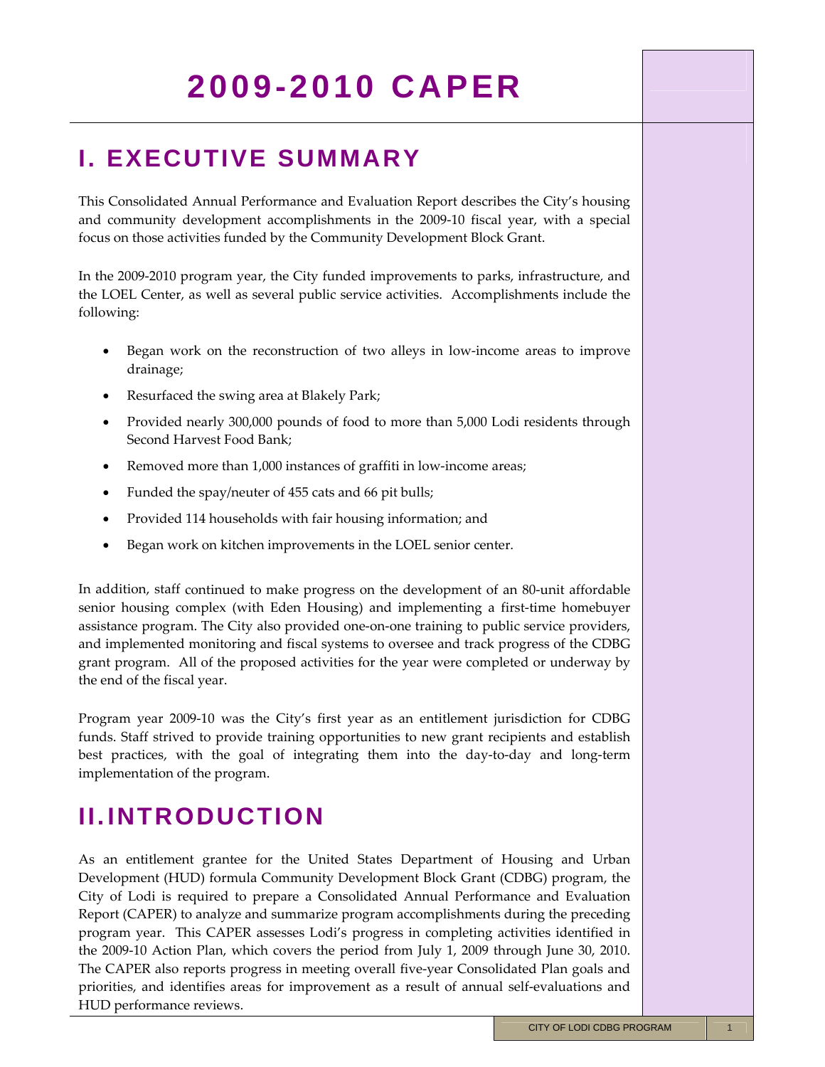# 2009-2010 CAPER

## I. EXECUTIVE SUMMARY

This Consolidated Annual Performance and Evaluation Report describes the City's housing and community development accomplishments in the 2009-10 fiscal year, with a special focus on those activities funded by the Community Development Block Grant.

In the 2009-2010 program year, the City funded improvements to parks, infrastructure, and the LOEL Center, as well as several public service activities. Accomplishments include the following:

- Began work on the reconstruction of two alleys in low-income areas to improve drainage;
- Resurfaced the swing area at Blakely Park;
- Provided nearly 300,000 pounds of food to more than 5,000 Lodi residents through Second Harvest Food Bank;
- Removed more than 1,000 instances of graffiti in low-income areas;
- Funded the spay/neuter of 455 cats and 66 pit bulls;
- Provided 114 households with fair housing information; and
- Began work on kitchen improvements in the LOEL senior center.

In addition, staff continued to make progress on the development of an 80-unit affordable senior housing complex (with Eden Housing) and implementing a first-time homebuyer assistance program. The City also provided one-on-one training to public service providers, and implemented monitoring and fiscal systems to oversee and track progress of the CDBG grant program. All of the proposed activities for the year were completed or underway by the end of the fiscal year.

Program year 2009-10 was the City's first year as an entitlement jurisdiction for CDBG funds. Staff strived to provide training opportunities to new grant recipients and establish best practices, with the goal of integrating them into the day-to-day and long-term implementation of the program.

## II. INTRODUCTION

As an entitlement grantee for the United States Department of Housing and Urban Development (HUD) formula Community Development Block Grant (CDBG) program, the City of Lodi is required to prepare a Consolidated Annual Performance and Evaluation Report (CAPER) to analyze and summarize program accomplishments during the preceding program year. This CAPER assesses Lodi's progress in completing activities identified in the 2009-10 Action Plan, which covers the period from July 1, 2009 through June 30, 2010. The CAPER also reports progress in meeting overall five-year Consolidated Plan goals and priorities, and identifies areas for improvement as a result of annual self-evaluations and HUD performance reviews.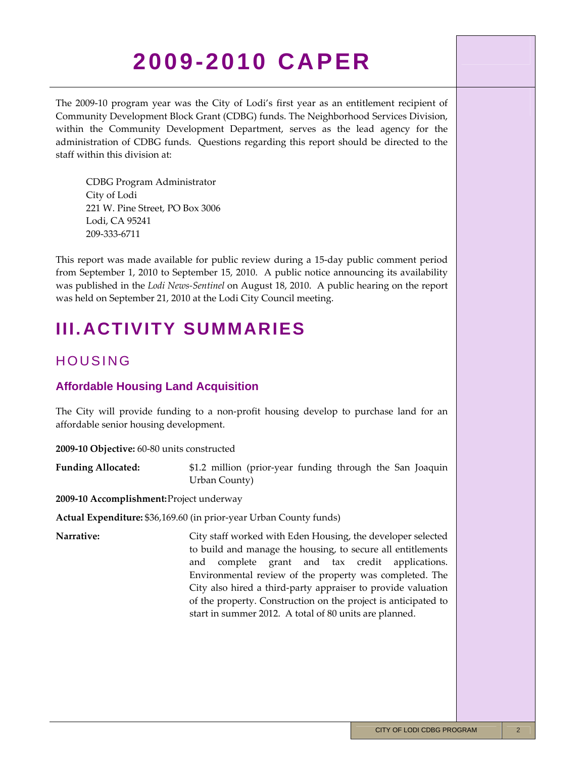# 2009-2010 CAPER

The 2009-10 program year was the City of Lodi's first year as an entitlement recipient of Community Development Block Grant (CDBG) funds. The Neighborhood Services Division, within the Community Development Department, serves as the lead agency for the administration of CDBG funds. Questions regarding this report should be directed to the staff within this division at:

CDBG Program Administrator
City of Lodi
221 W. Pine Street, PO Box 3006
Lodi, CA 95241
209-333-6711

This report was made available for public review during a 15-day public comment period from September 1, 2010 to September 15, 2010. A public notice announcing its availability was published in the *Lodi News-Sentinel* on August 18, 2010. A public hearing on the report was held on September 21, 2010 at the Lodi City Council meeting.

# III. ACTIVITY SUMMARIES

## HOUSING

### Affordable Housing Land Acquisition

The City will provide funding to a non-profit housing develop to purchase land for an affordable senior housing development.

**2009-10 Objective:** 60-80 units constructed

**Funding Allocated:** $1.2 million (prior-year funding through the San Joaquin Urban County)

**2009-10 Accomplishment:** Project underway

**Actual Expenditure:** $36,169.60 (in prior-year Urban County funds)

**Narrative:** City staff worked with Eden Housing, the developer selected to build and manage the housing, to secure all entitlements and complete grant and tax credit applications. Environmental review of the property was completed. The City also hired a third-party appraiser to provide valuation of the property. Construction on the project is anticipated to start in summer 2012. A total of 80 units are planned.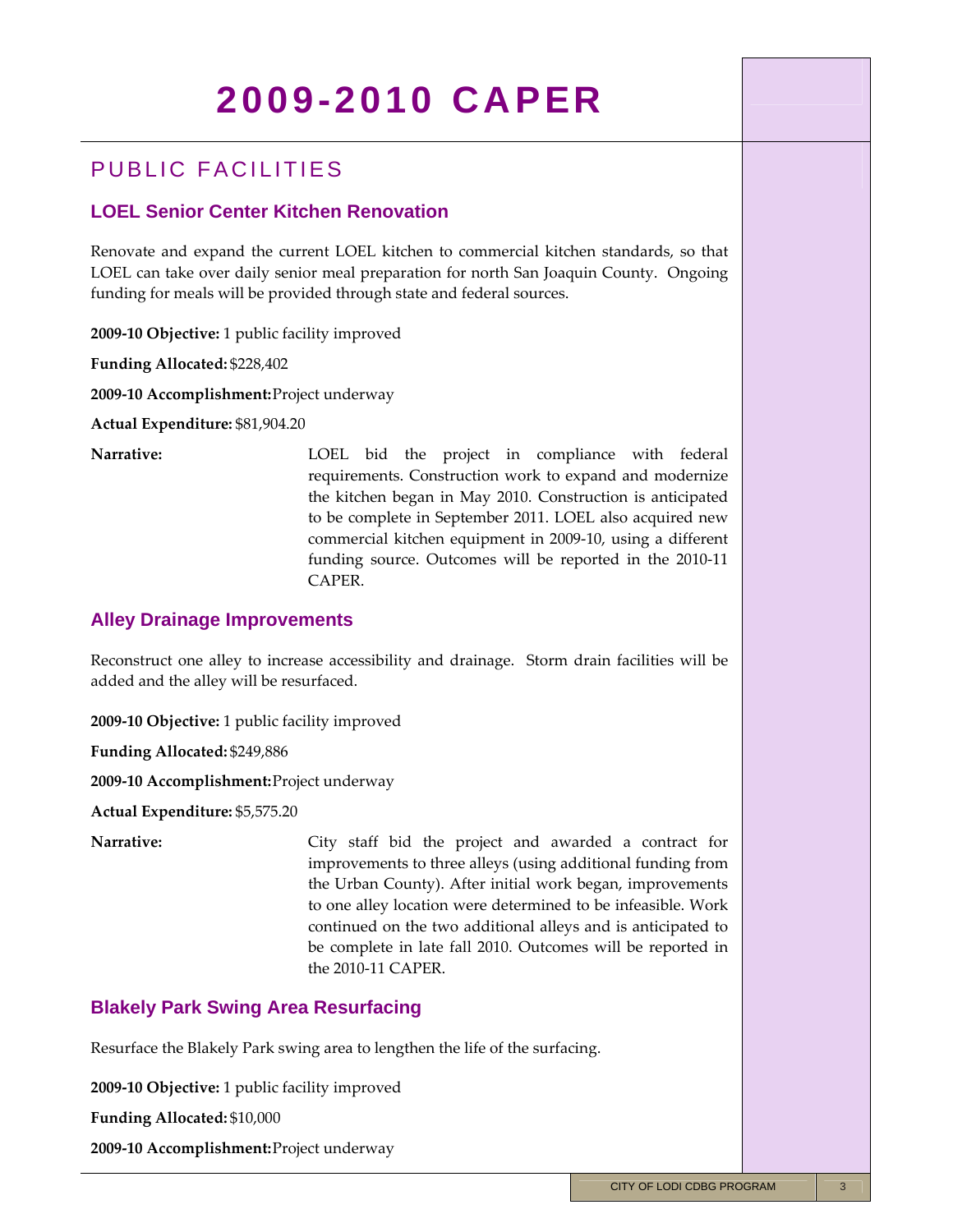# 2009-2010 CAPER

## PUBLIC FACILITIES

### LOEL Senior Center Kitchen Renovation

Renovate and expand the current LOEL kitchen to commercial kitchen standards, so that LOEL can take over daily senior meal preparation for north San Joaquin County. Ongoing funding for meals will be provided through state and federal sources.

**2009-10 Objective:** 1 public facility improved

**Funding Allocated:** $228,402

**2009-10 Accomplishment:** Project underway

**Actual Expenditure:** $81,904.20

**Narrative:** LOEL bid the project in compliance with federal requirements. Construction work to expand and modernize the kitchen began in May 2010. Construction is anticipated to be complete in September 2011. LOEL also acquired new commercial kitchen equipment in 2009-10, using a different funding source. Outcomes will be reported in the 2010-11 CAPER.

### Alley Drainage Improvements

Reconstruct one alley to increase accessibility and drainage. Storm drain facilities will be added and the alley will be resurfaced.

**2009-10 Objective:** 1 public facility improved

**Funding Allocated:** $249,886

**2009-10 Accomplishment:** Project underway

**Actual Expenditure:** $5,575.20

**Narrative:** City staff bid the project and awarded a contract for improvements to three alleys (using additional funding from the Urban County). After initial work began, improvements to one alley location were determined to be infeasible. Work continued on the two additional alleys and is anticipated to be complete in late fall 2010. Outcomes will be reported in the 2010-11 CAPER.

### Blakely Park Swing Area Resurfacing

Resurface the Blakely Park swing area to lengthen the life of the surfacing.

**2009-10 Objective:** 1 public facility improved

**Funding Allocated:** $10,000

**2009-10 Accomplishment:** Project underway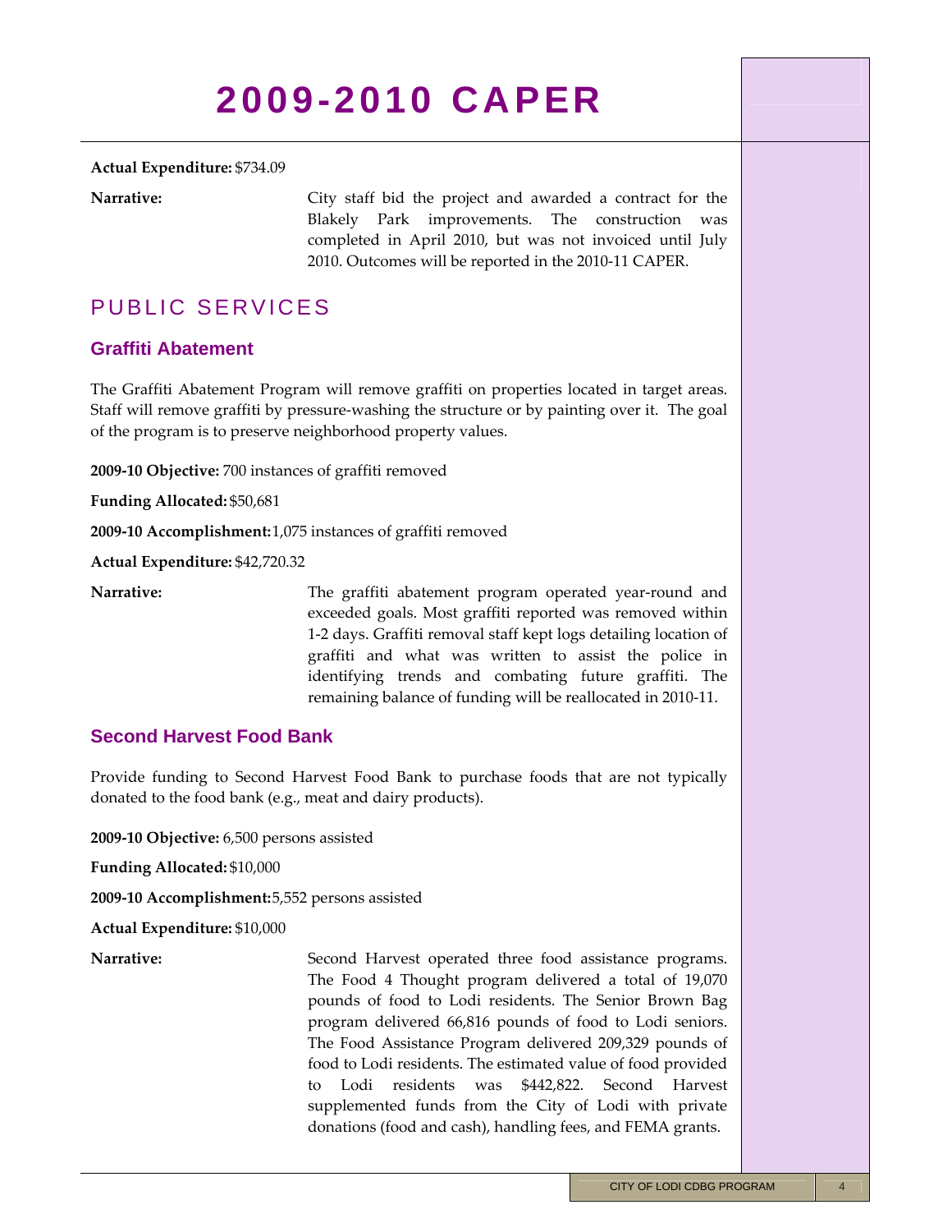**Actual Expenditure:** $734.09

**Narrative:** City staff bid the project and awarded a contract for the Blakely Park improvements. The construction was completed in April 2010, but was not invoiced until July 2010. Outcomes will be reported in the 2010-11 CAPER.

## PUBLIC SERVICES

### Graffiti Abatement

The Graffiti Abatement Program will remove graffiti on properties located in target areas. Staff will remove graffiti by pressure-washing the structure or by painting over it. The goal of the program is to preserve neighborhood property values.

**2009-10 Objective:** 700 instances of graffiti removed

**Funding Allocated:** $50,681

**2009-10 Accomplishment:** 1,075 instances of graffiti removed

**Actual Expenditure:** $42,720.32

**Narrative:** The graffiti abatement program operated year-round and exceeded goals. Most graffiti reported was removed within 1-2 days. Graffiti removal staff kept logs detailing location of graffiti and what was written to assist the police in identifying trends and combating future graffiti. The remaining balance of funding will be reallocated in 2010-11.

### Second Harvest Food Bank

Provide funding to Second Harvest Food Bank to purchase foods that are not typically donated to the food bank (e.g., meat and dairy products).

**2009-10 Objective:** 6,500 persons assisted

**Funding Allocated:** $10,000

**2009-10 Accomplishment:** 5,552 persons assisted

**Actual Expenditure:** $10,000

**Narrative:** Second Harvest operated three food assistance programs. The Food 4 Thought program delivered a total of 19,070 pounds of food to Lodi residents. The Senior Brown Bag program delivered 66,816 pounds of food to Lodi seniors. The Food Assistance Program delivered 209,329 pounds of food to Lodi residents. The estimated value of food provided to Lodi residents was $442,822. Second Harvest supplemented funds from the City of Lodi with private donations (food and cash), handling fees, and FEMA grants.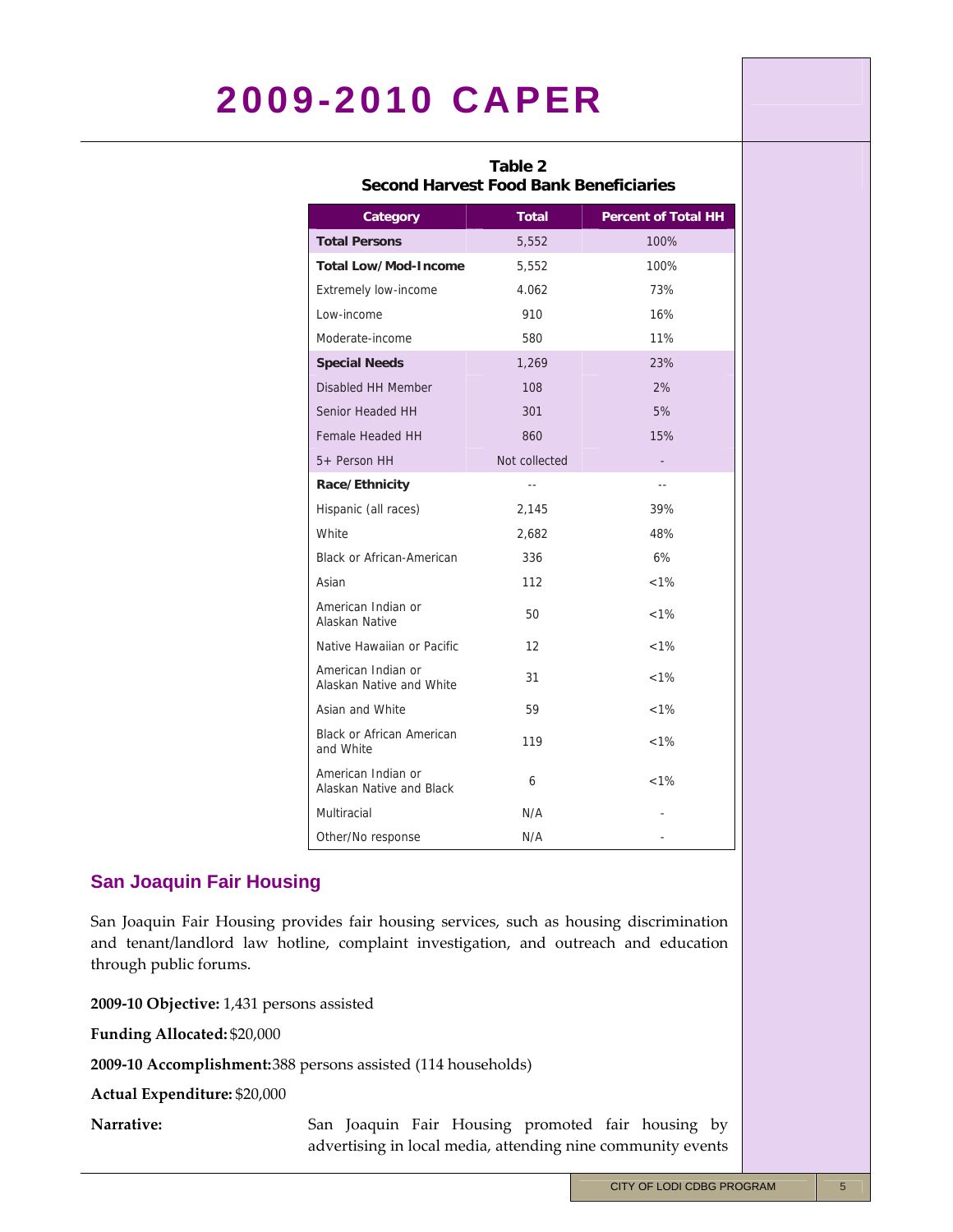**Table 2**
**Second Harvest Food Bank Beneficiaries**

| Category | Total | Percent of Total HH |
|---|---|---|
| **Total Persons** | 5,552 | 100% |
| **Total Low/Mod-Income** | 5,552 | 100% |
| Extremely low-income | 4.062 | 73% |
| Low-income | 910 | 16% |
| Moderate-income | 580 | 11% |
| **Special Needs** | 1,269 | 23% |
| Disabled HH Member | 108 | 2% |
| Senior Headed HH | 301 | 5% |
| Female Headed HH | 860 | 15% |
| 5+ Person HH | Not collected | - |
| **Race/Ethnicity** | -- | -- |
| Hispanic (all races) | 2,145 | 39% |
| White | 2,682 | 48% |
| Black or African-American | 336 | 6% |
| Asian | 112 | <1% |
| American Indian or Alaskan Native | 50 | <1% |
| Native Hawaiian or Pacific | 12 | <1% |
| American Indian or Alaskan Native and White | 31 | <1% |
| Asian and White | 59 | <1% |
| Black or African American and White | 119 | <1% |
| American Indian or Alaskan Native and Black | 6 | <1% |
| Multiracial | N/A | - |
| Other/No response | N/A | - |

## San Joaquin Fair Housing

San Joaquin Fair Housing provides fair housing services, such as housing discrimination and tenant/landlord law hotline, complaint investigation, and outreach and education through public forums.

**2009-10 Objective:** 1,431 persons assisted

**Funding Allocated:** $20,000

**2009-10 Accomplishment:** 388 persons assisted (114 households)

**Actual Expenditure:** $20,000

**Narrative:** San Joaquin Fair Housing promoted fair housing by advertising in local media, attending nine community events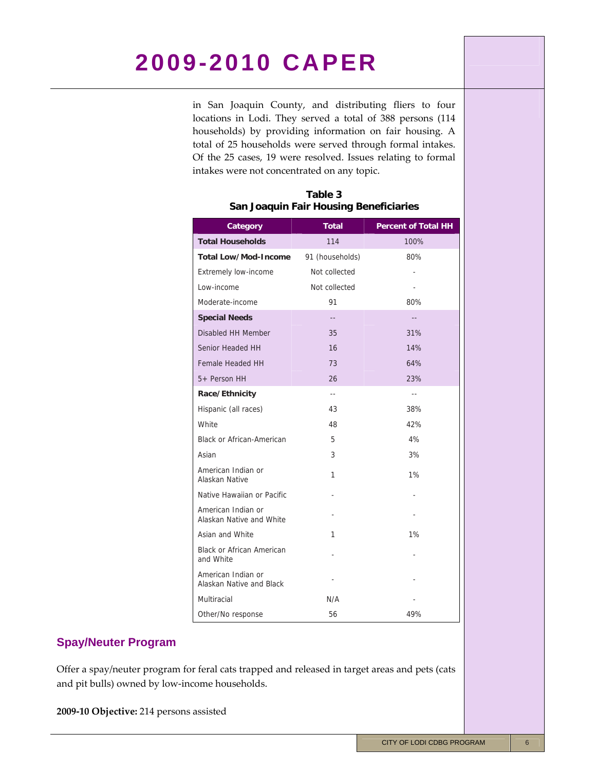in San Joaquin County, and distributing fliers to four locations in Lodi. They served a total of 388 persons (114 households) by providing information on fair housing. A total of 25 households were served through formal intakes. Of the 25 cases, 19 were resolved. Issues relating to formal intakes were not concentrated on any topic.

**Table 3**
**San Joaquin Fair Housing Beneficiaries**

| Category | Total | Percent of Total HH |
|---|---|---|
| **Total Households** | 114 | 100% |
| **Total Low/Mod-Income** | 91 (households) | 80% |
| Extremely low-income | Not collected | - |
| Low-income | Not collected | - |
| Moderate-income | 91 | 80% |
| **Special Needs** | -- | -- |
| Disabled HH Member | 35 | 31% |
| Senior Headed HH | 16 | 14% |
| Female Headed HH | 73 | 64% |
| 5+ Person HH | 26 | 23% |
| **Race/Ethnicity** | -- | -- |
| Hispanic (all races) | 43 | 38% |
| White | 48 | 42% |
| Black or African-American | 5 | 4% |
| Asian | 3 | 3% |
| American Indian or Alaskan Native | 1 | 1% |
| Native Hawaiian or Pacific | - | - |
| American Indian or Alaskan Native and White | - | - |
| Asian and White | 1 | 1% |
| Black or African American and White | - | - |
| American Indian or Alaskan Native and Black | - | - |
| Multiracial | N/A | - |
| Other/No response | 56 | 49% |

## Spay/Neuter Program

Offer a spay/neuter program for feral cats trapped and released in target areas and pets (cats and pit bulls) owned by low-income households.

**2009-10 Objective:** 214 persons assisted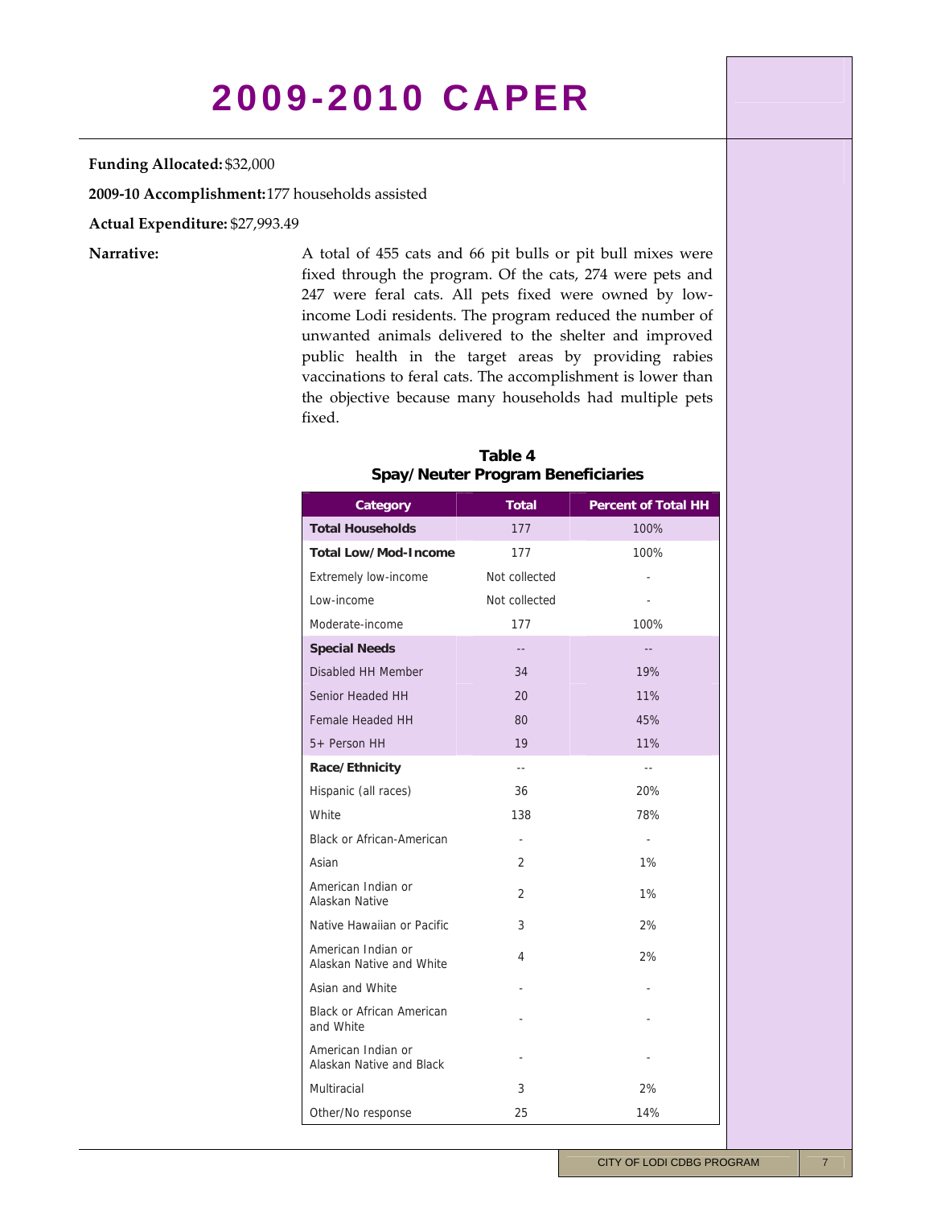# 2009-2010 CAPER

**Funding Allocated:** $32,000

**2009-10 Accomplishment:** 177 households assisted

**Actual Expenditure:** $27,993.49

**Narrative:**

A total of 455 cats and 66 pit bulls or pit bull mixes were fixed through the program. Of the cats, 274 were pets and 247 were feral cats. All pets fixed were owned by low-income Lodi residents. The program reduced the number of unwanted animals delivered to the shelter and improved public health in the target areas by providing rabies vaccinations to feral cats. The accomplishment is lower than the objective because many households had multiple pets fixed.

**Table 4**
**Spay/Neuter Program Beneficiaries**

| Category | Total | Percent of Total HH |
|---|---|---|
| **Total Households** | 177 | 100% |
| **Total Low/Mod-Income** | 177 | 100% |
| Extremely low-income | Not collected | - |
| Low-income | Not collected | - |
| Moderate-income | 177 | 100% |
| **Special Needs** | -- | -- |
| Disabled HH Member | 34 | 19% |
| Senior Headed HH | 20 | 11% |
| Female Headed HH | 80 | 45% |
| 5+ Person HH | 19 | 11% |
| **Race/Ethnicity** | -- | -- |
| Hispanic (all races) | 36 | 20% |
| White | 138 | 78% |
| Black or African-American | - | - |
| Asian | 2 | 1% |
| American Indian or Alaskan Native | 2 | 1% |
| Native Hawaiian or Pacific | 3 | 2% |
| American Indian or Alaskan Native and White | 4 | 2% |
| Asian and White | - | - |
| Black or African American and White | - | - |
| American Indian or Alaskan Native and Black | - | - |
| Multiracial | 3 | 2% |
| Other/No response | 25 | 14% |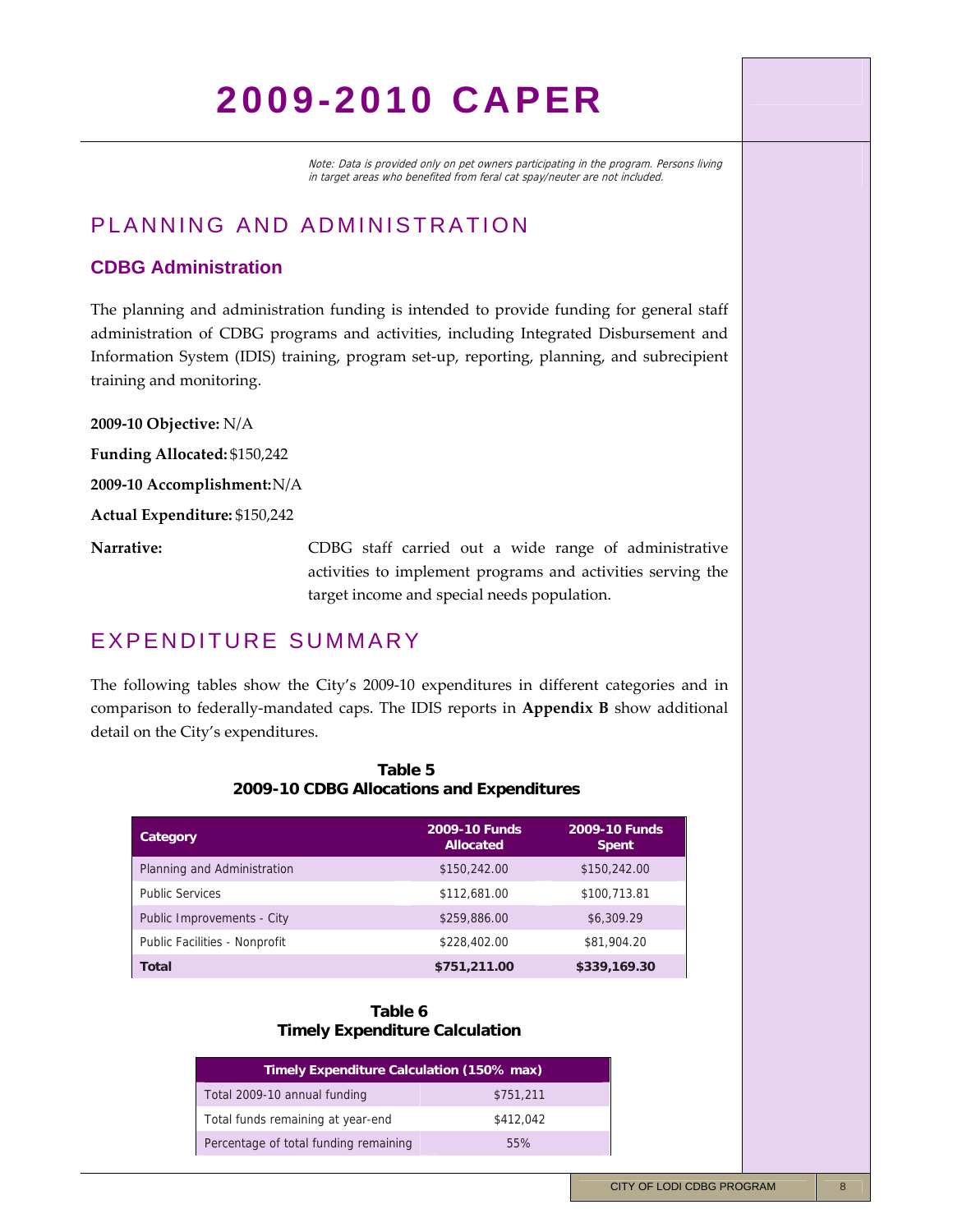*Note: Data is provided only on pet owners participating in the program. Persons living in target areas who benefited from feral cat spay/neuter are not included.*

## PLANNING AND ADMINISTRATION

### CDBG Administration

The planning and administration funding is intended to provide funding for general staff administration of CDBG programs and activities, including Integrated Disbursement and Information System (IDIS) training, program set-up, reporting, planning, and subrecipient training and monitoring.

**2009-10 Objective:** N/A

**Funding Allocated:** $150,242

**2009-10 Accomplishment:** N/A

**Actual Expenditure:** $150,242

**Narrative:** CDBG staff carried out a wide range of administrative activities to implement programs and activities serving the target income and special needs population.

## EXPENDITURE SUMMARY

The following tables show the City's 2009-10 expenditures in different categories and in comparison to federally-mandated caps. The IDIS reports in **Appendix B** show additional detail on the City's expenditures.

**Table 5**
**2009-10 CDBG Allocations and Expenditures**

| Category | 2009-10 Funds Allocated | 2009-10 Funds Spent |
|---|---|---|
| Planning and Administration | $150,242.00 | $150,242.00 |
| Public Services | $112,681.00 | $100,713.81 |
| Public Improvements - City | $259,886.00 | $6,309.29 |
| Public Facilities - Nonprofit | $228,402.00 | $81,904.20 |
| **Total** | **$751,211.00** | **$339,169.30** |

**Table 6**
**Timely Expenditure Calculation**

| Timely Expenditure Calculation (150% max) | |
|---|---|
| Total 2009-10 annual funding | $751,211 |
| Total funds remaining at year-end | $412,042 |
| Percentage of total funding remaining | 55% |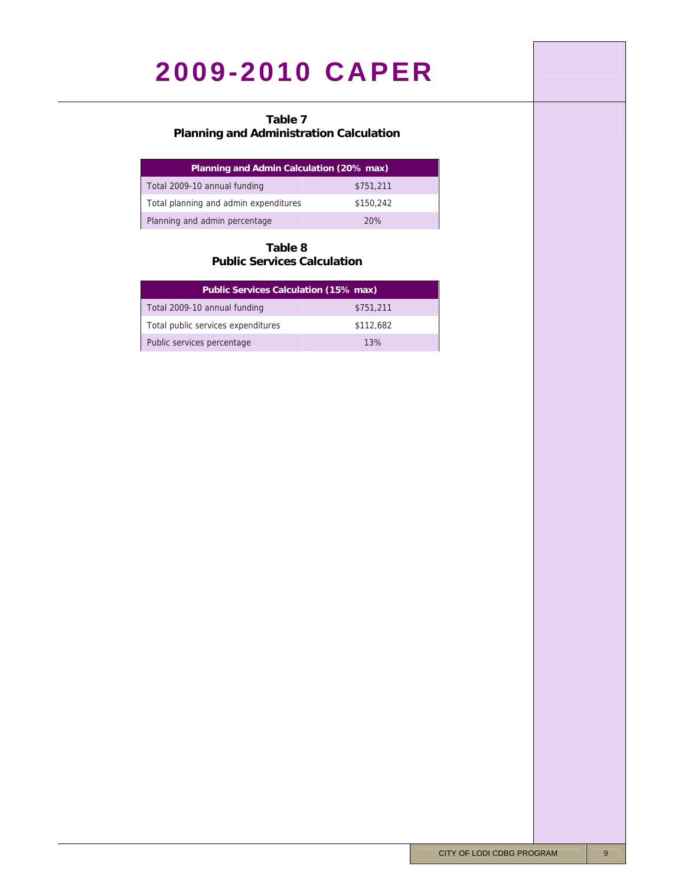# 2009-2010 CAPER

**Table 7**
**Planning and Administration Calculation**

| Planning and Admin Calculation (20% max) | |
|---|---|
| Total 2009-10 annual funding | $751,211 |
| Total planning and admin expenditures | $150,242 |
| Planning and admin percentage | 20% |

**Table 8**
**Public Services Calculation**

| Public Services Calculation (15% max) | |
|---|---|
| Total 2009-10 annual funding | $751,211 |
| Total public services expenditures | $112,682 |
| Public services percentage | 13% |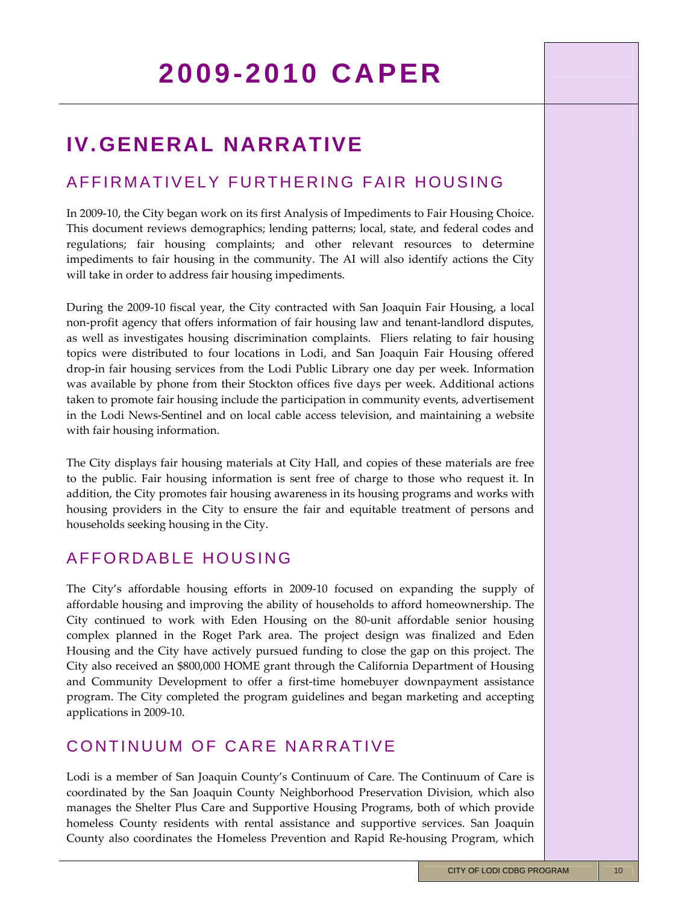# 2009-2010 CAPER

## IV. GENERAL NARRATIVE

### AFFIRMATIVELY FURTHERING FAIR HOUSING

In 2009-10, the City began work on its first Analysis of Impediments to Fair Housing Choice. This document reviews demographics; lending patterns; local, state, and federal codes and regulations; fair housing complaints; and other relevant resources to determine impediments to fair housing in the community. The AI will also identify actions the City will take in order to address fair housing impediments.

During the 2009-10 fiscal year, the City contracted with San Joaquin Fair Housing, a local non-profit agency that offers information of fair housing law and tenant-landlord disputes, as well as investigates housing discrimination complaints. Fliers relating to fair housing topics were distributed to four locations in Lodi, and San Joaquin Fair Housing offered drop-in fair housing services from the Lodi Public Library one day per week. Information was available by phone from their Stockton offices five days per week. Additional actions taken to promote fair housing include the participation in community events, advertisement in the Lodi News-Sentinel and on local cable access television, and maintaining a website with fair housing information.

The City displays fair housing materials at City Hall, and copies of these materials are free to the public. Fair housing information is sent free of charge to those who request it. In addition, the City promotes fair housing awareness in its housing programs and works with housing providers in the City to ensure the fair and equitable treatment of persons and households seeking housing in the City.

### AFFORDABLE HOUSING

The City's affordable housing efforts in 2009-10 focused on expanding the supply of affordable housing and improving the ability of households to afford homeownership. The City continued to work with Eden Housing on the 80-unit affordable senior housing complex planned in the Roget Park area. The project design was finalized and Eden Housing and the City have actively pursued funding to close the gap on this project. The City also received an $800,000 HOME grant through the California Department of Housing and Community Development to offer a first-time homebuyer downpayment assistance program. The City completed the program guidelines and began marketing and accepting applications in 2009-10.

### CONTINUUM OF CARE NARRATIVE

Lodi is a member of San Joaquin County's Continuum of Care. The Continuum of Care is coordinated by the San Joaquin County Neighborhood Preservation Division, which also manages the Shelter Plus Care and Supportive Housing Programs, both of which provide homeless County residents with rental assistance and supportive services. San Joaquin County also coordinates the Homeless Prevention and Rapid Re-housing Program, which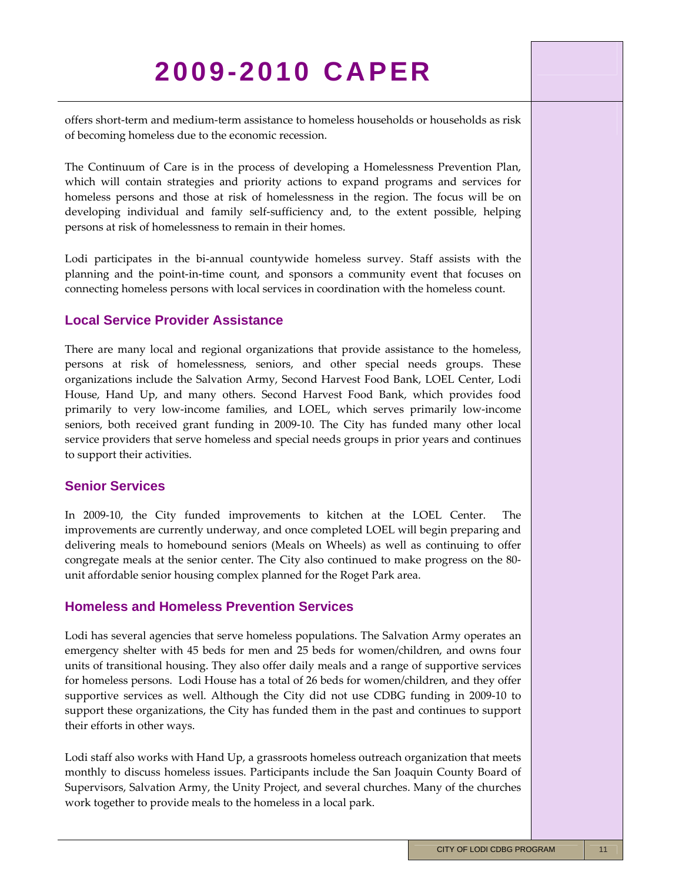offers short-term and medium-term assistance to homeless households or households as risk of becoming homeless due to the economic recession.

The Continuum of Care is in the process of developing a Homelessness Prevention Plan, which will contain strategies and priority actions to expand programs and services for homeless persons and those at risk of homelessness in the region. The focus will be on developing individual and family self-sufficiency and, to the extent possible, helping persons at risk of homelessness to remain in their homes.

Lodi participates in the bi-annual countywide homeless survey. Staff assists with the planning and the point-in-time count, and sponsors a community event that focuses on connecting homeless persons with local services in coordination with the homeless count.

## Local Service Provider Assistance

There are many local and regional organizations that provide assistance to the homeless, persons at risk of homelessness, seniors, and other special needs groups. These organizations include the Salvation Army, Second Harvest Food Bank, LOEL Center, Lodi House, Hand Up, and many others. Second Harvest Food Bank, which provides food primarily to very low-income families, and LOEL, which serves primarily low-income seniors, both received grant funding in 2009-10. The City has funded many other local service providers that serve homeless and special needs groups in prior years and continues to support their activities.

## Senior Services

In 2009-10, the City funded improvements to kitchen at the LOEL Center. The improvements are currently underway, and once completed LOEL will begin preparing and delivering meals to homebound seniors (Meals on Wheels) as well as continuing to offer congregate meals at the senior center. The City also continued to make progress on the 80-unit affordable senior housing complex planned for the Roget Park area.

## Homeless and Homeless Prevention Services

Lodi has several agencies that serve homeless populations. The Salvation Army operates an emergency shelter with 45 beds for men and 25 beds for women/children, and owns four units of transitional housing. They also offer daily meals and a range of supportive services for homeless persons. Lodi House has a total of 26 beds for women/children, and they offer supportive services as well. Although the City did not use CDBG funding in 2009-10 to support these organizations, the City has funded them in the past and continues to support their efforts in other ways.

Lodi staff also works with Hand Up, a grassroots homeless outreach organization that meets monthly to discuss homeless issues. Participants include the San Joaquin County Board of Supervisors, Salvation Army, the Unity Project, and several churches. Many of the churches work together to provide meals to the homeless in a local park.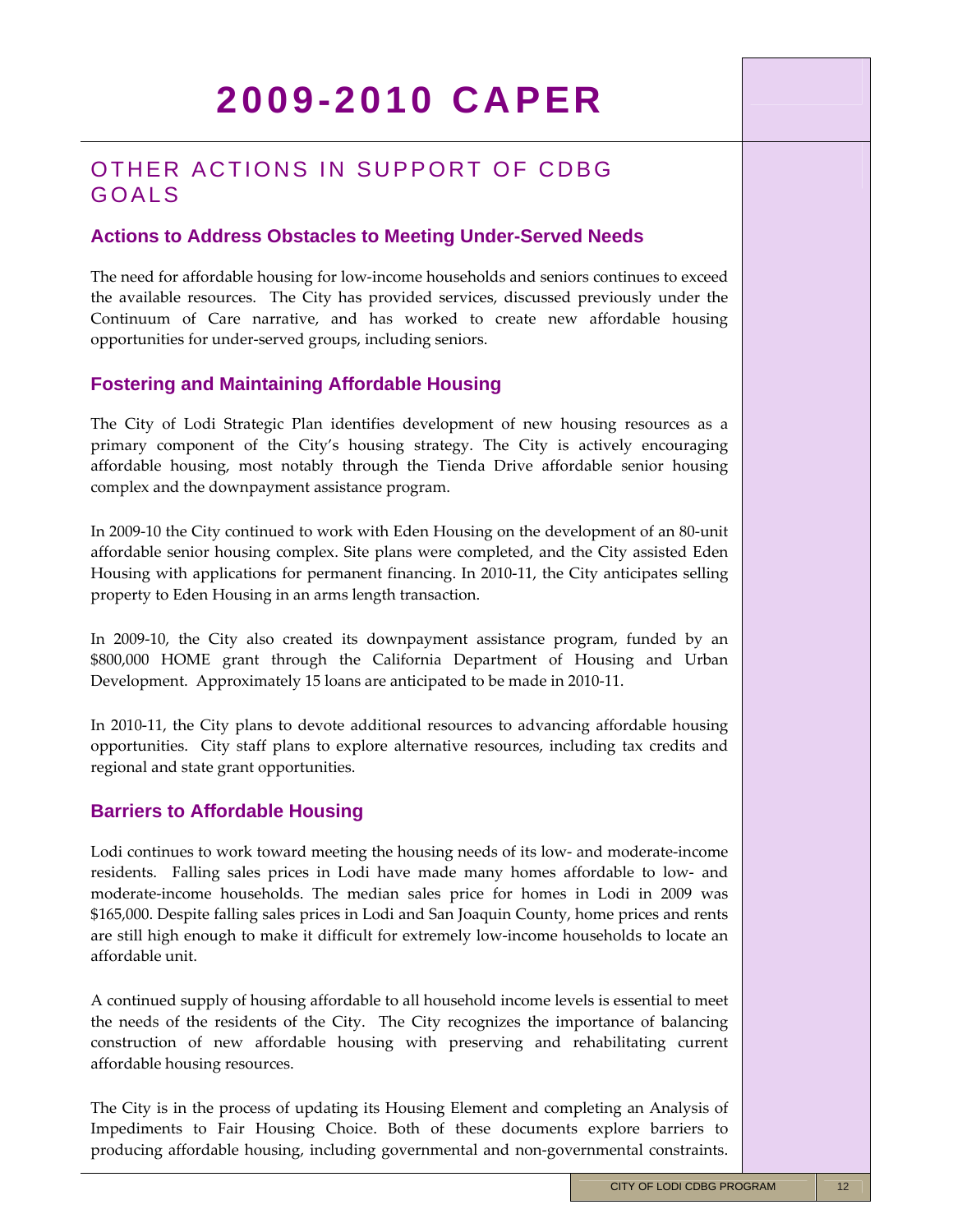# 2009-2010 CAPER

## OTHER ACTIONS IN SUPPORT OF CDBG GOALS

### Actions to Address Obstacles to Meeting Under-Served Needs

The need for affordable housing for low-income households and seniors continues to exceed the available resources. The City has provided services, discussed previously under the Continuum of Care narrative, and has worked to create new affordable housing opportunities for under-served groups, including seniors.

### Fostering and Maintaining Affordable Housing

The City of Lodi Strategic Plan identifies development of new housing resources as a primary component of the City's housing strategy. The City is actively encouraging affordable housing, most notably through the Tienda Drive affordable senior housing complex and the downpayment assistance program.

In 2009-10 the City continued to work with Eden Housing on the development of an 80-unit affordable senior housing complex. Site plans were completed, and the City assisted Eden Housing with applications for permanent financing. In 2010-11, the City anticipates selling property to Eden Housing in an arms length transaction.

In 2009-10, the City also created its downpayment assistance program, funded by an $800,000 HOME grant through the California Department of Housing and Urban Development. Approximately 15 loans are anticipated to be made in 2010-11.

In 2010-11, the City plans to devote additional resources to advancing affordable housing opportunities. City staff plans to explore alternative resources, including tax credits and regional and state grant opportunities.

### Barriers to Affordable Housing

Lodi continues to work toward meeting the housing needs of its low- and moderate-income residents. Falling sales prices in Lodi have made many homes affordable to low- and moderate-income households. The median sales price for homes in Lodi in 2009 was $165,000. Despite falling sales prices in Lodi and San Joaquin County, home prices and rents are still high enough to make it difficult for extremely low-income households to locate an affordable unit.

A continued supply of housing affordable to all household income levels is essential to meet the needs of the residents of the City. The City recognizes the importance of balancing construction of new affordable housing with preserving and rehabilitating current affordable housing resources.

The City is in the process of updating its Housing Element and completing an Analysis of Impediments to Fair Housing Choice. Both of these documents explore barriers to producing affordable housing, including governmental and non-governmental constraints.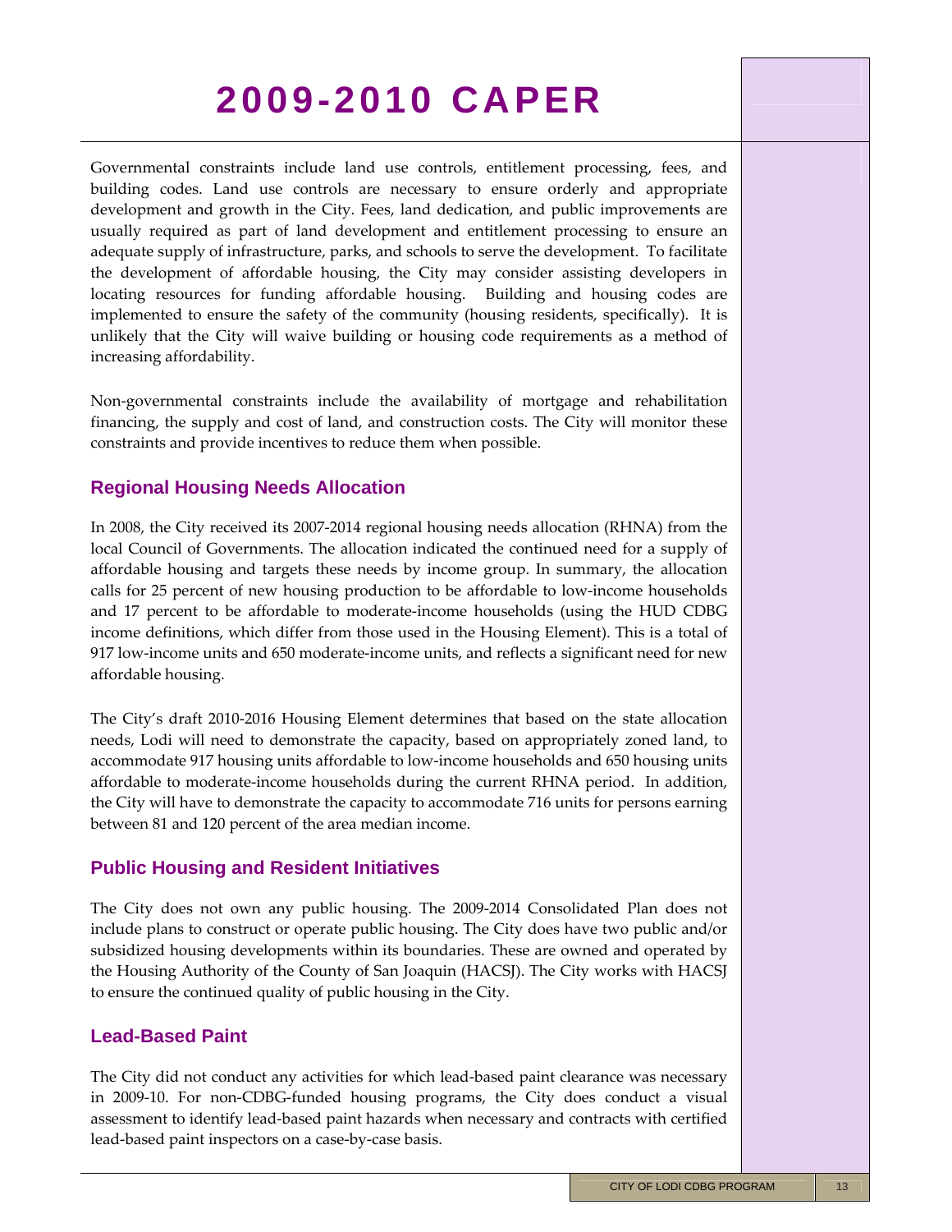Governmental constraints include land use controls, entitlement processing, fees, and building codes. Land use controls are necessary to ensure orderly and appropriate development and growth in the City. Fees, land dedication, and public improvements are usually required as part of land development and entitlement processing to ensure an adequate supply of infrastructure, parks, and schools to serve the development. To facilitate the development of affordable housing, the City may consider assisting developers in locating resources for funding affordable housing. Building and housing codes are implemented to ensure the safety of the community (housing residents, specifically). It is unlikely that the City will waive building or housing code requirements as a method of increasing affordability.

Non-governmental constraints include the availability of mortgage and rehabilitation financing, the supply and cost of land, and construction costs. The City will monitor these constraints and provide incentives to reduce them when possible.

## Regional Housing Needs Allocation

In 2008, the City received its 2007-2014 regional housing needs allocation (RHNA) from the local Council of Governments. The allocation indicated the continued need for a supply of affordable housing and targets these needs by income group. In summary, the allocation calls for 25 percent of new housing production to be affordable to low-income households and 17 percent to be affordable to moderate-income households (using the HUD CDBG income definitions, which differ from those used in the Housing Element). This is a total of 917 low-income units and 650 moderate-income units, and reflects a significant need for new affordable housing.

The City's draft 2010-2016 Housing Element determines that based on the state allocation needs, Lodi will need to demonstrate the capacity, based on appropriately zoned land, to accommodate 917 housing units affordable to low-income households and 650 housing units affordable to moderate-income households during the current RHNA period. In addition, the City will have to demonstrate the capacity to accommodate 716 units for persons earning between 81 and 120 percent of the area median income.

## Public Housing and Resident Initiatives

The City does not own any public housing. The 2009-2014 Consolidated Plan does not include plans to construct or operate public housing. The City does have two public and/or subsidized housing developments within its boundaries. These are owned and operated by the Housing Authority of the County of San Joaquin (HACSJ). The City works with HACSJ to ensure the continued quality of public housing in the City.

## Lead-Based Paint

The City did not conduct any activities for which lead-based paint clearance was necessary in 2009-10. For non-CDBG-funded housing programs, the City does conduct a visual assessment to identify lead-based paint hazards when necessary and contracts with certified lead-based paint inspectors on a case-by-case basis.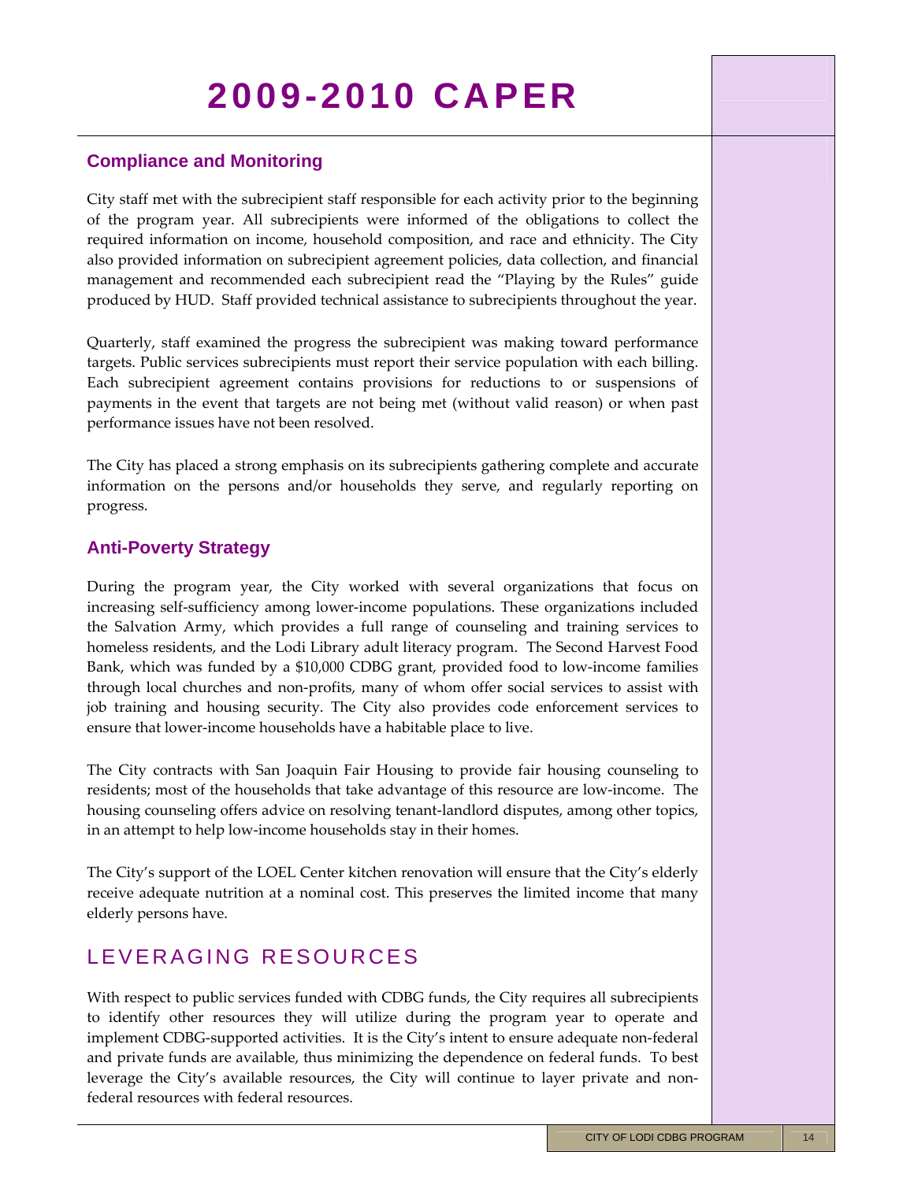## Compliance and Monitoring

City staff met with the subrecipient staff responsible for each activity prior to the beginning of the program year. All subrecipients were informed of the obligations to collect the required information on income, household composition, and race and ethnicity. The City also provided information on subrecipient agreement policies, data collection, and financial management and recommended each subrecipient read the "Playing by the Rules" guide produced by HUD. Staff provided technical assistance to subrecipients throughout the year.

Quarterly, staff examined the progress the subrecipient was making toward performance targets. Public services subrecipients must report their service population with each billing. Each subrecipient agreement contains provisions for reductions to or suspensions of payments in the event that targets are not being met (without valid reason) or when past performance issues have not been resolved.

The City has placed a strong emphasis on its subrecipients gathering complete and accurate information on the persons and/or households they serve, and regularly reporting on progress.

## Anti-Poverty Strategy

During the program year, the City worked with several organizations that focus on increasing self-sufficiency among lower-income populations. These organizations included the Salvation Army, which provides a full range of counseling and training services to homeless residents, and the Lodi Library adult literacy program. The Second Harvest Food Bank, which was funded by a $10,000 CDBG grant, provided food to low-income families through local churches and non-profits, many of whom offer social services to assist with job training and housing security. The City also provides code enforcement services to ensure that lower-income households have a habitable place to live.

The City contracts with San Joaquin Fair Housing to provide fair housing counseling to residents; most of the households that take advantage of this resource are low-income. The housing counseling offers advice on resolving tenant-landlord disputes, among other topics, in an attempt to help low-income households stay in their homes.

The City's support of the LOEL Center kitchen renovation will ensure that the City's elderly receive adequate nutrition at a nominal cost. This preserves the limited income that many elderly persons have.

# LEVERAGING RESOURCES

With respect to public services funded with CDBG funds, the City requires all subrecipients to identify other resources they will utilize during the program year to operate and implement CDBG-supported activities. It is the City's intent to ensure adequate non-federal and private funds are available, thus minimizing the dependence on federal funds. To best leverage the City's available resources, the City will continue to layer private and non-federal resources with federal resources.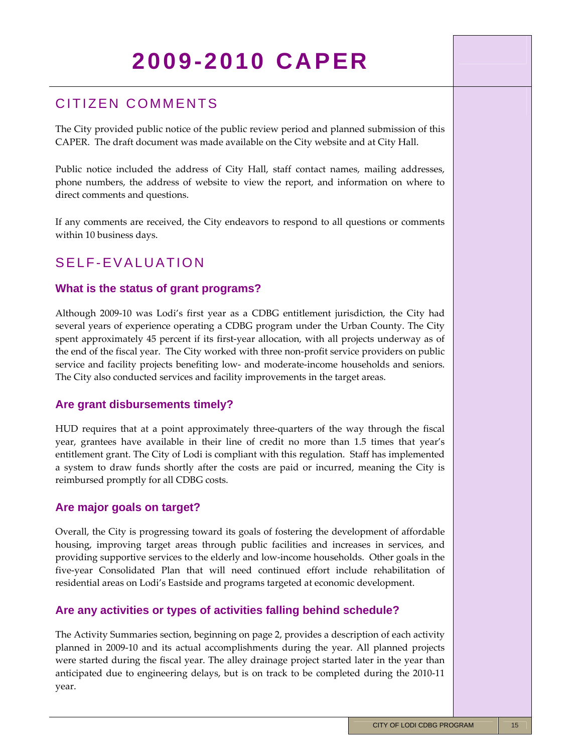# 2009-2010 CAPER

## CITIZEN COMMENTS

The City provided public notice of the public review period and planned submission of this CAPER. The draft document was made available on the City website and at City Hall.

Public notice included the address of City Hall, staff contact names, mailing addresses, phone numbers, the address of website to view the report, and information on where to direct comments and questions.

If any comments are received, the City endeavors to respond to all questions or comments within 10 business days.

## SELF-EVALUATION

### What is the status of grant programs?

Although 2009-10 was Lodi's first year as a CDBG entitlement jurisdiction, the City had several years of experience operating a CDBG program under the Urban County. The City spent approximately 45 percent if its first-year allocation, with all projects underway as of the end of the fiscal year. The City worked with three non-profit service providers on public service and facility projects benefiting low- and moderate-income households and seniors. The City also conducted services and facility improvements in the target areas.

### Are grant disbursements timely?

HUD requires that at a point approximately three-quarters of the way through the fiscal year, grantees have available in their line of credit no more than 1.5 times that year's entitlement grant. The City of Lodi is compliant with this regulation. Staff has implemented a system to draw funds shortly after the costs are paid or incurred, meaning the City is reimbursed promptly for all CDBG costs.

### Are major goals on target?

Overall, the City is progressing toward its goals of fostering the development of affordable housing, improving target areas through public facilities and increases in services, and providing supportive services to the elderly and low-income households. Other goals in the five-year Consolidated Plan that will need continued effort include rehabilitation of residential areas on Lodi's Eastside and programs targeted at economic development.

### Are any activities or types of activities falling behind schedule?

The Activity Summaries section, beginning on page 2, provides a description of each activity planned in 2009-10 and its actual accomplishments during the year. All planned projects were started during the fiscal year. The alley drainage project started later in the year than anticipated due to engineering delays, but is on track to be completed during the 2010-11 year.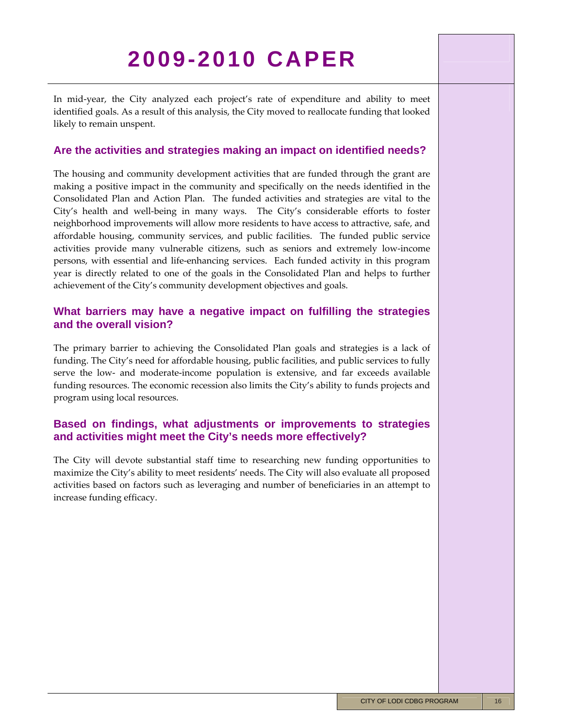In mid-year, the City analyzed each project's rate of expenditure and ability to meet identified goals. As a result of this analysis, the City moved to reallocate funding that looked likely to remain unspent.

## Are the activities and strategies making an impact on identified needs?

The housing and community development activities that are funded through the grant are making a positive impact in the community and specifically on the needs identified in the Consolidated Plan and Action Plan. The funded activities and strategies are vital to the City's health and well-being in many ways. The City's considerable efforts to foster neighborhood improvements will allow more residents to have access to attractive, safe, and affordable housing, community services, and public facilities. The funded public service activities provide many vulnerable citizens, such as seniors and extremely low-income persons, with essential and life-enhancing services. Each funded activity in this program year is directly related to one of the goals in the Consolidated Plan and helps to further achievement of the City's community development objectives and goals.

## What barriers may have a negative impact on fulfilling the strategies and the overall vision?

The primary barrier to achieving the Consolidated Plan goals and strategies is a lack of funding. The City's need for affordable housing, public facilities, and public services to fully serve the low- and moderate-income population is extensive, and far exceeds available funding resources. The economic recession also limits the City's ability to funds projects and program using local resources.

## Based on findings, what adjustments or improvements to strategies and activities might meet the City's needs more effectively?

The City will devote substantial staff time to researching new funding opportunities to maximize the City's ability to meet residents' needs. The City will also evaluate all proposed activities based on factors such as leveraging and number of beneficiaries in an attempt to increase funding efficacy.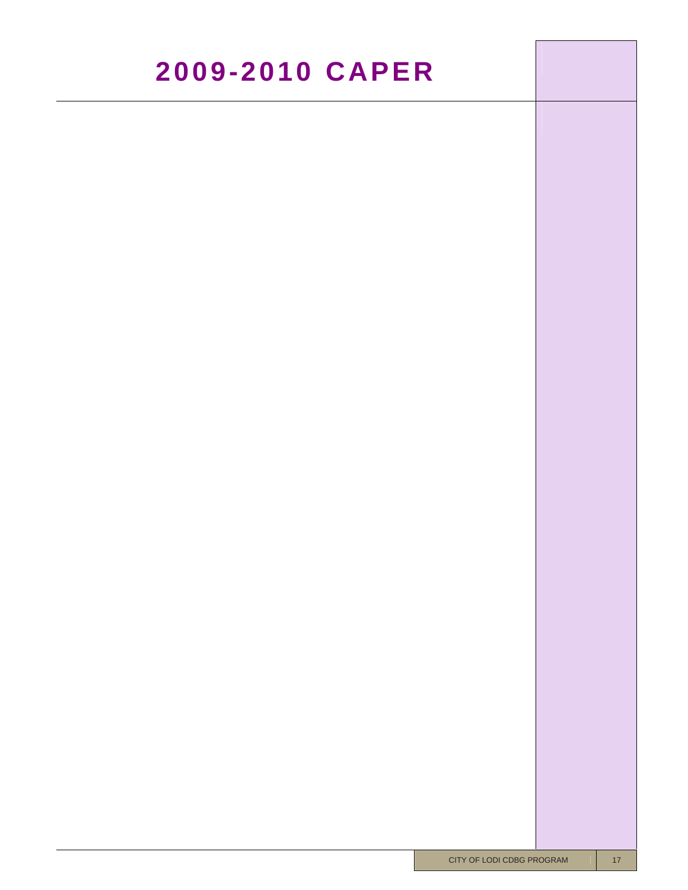# 2009-2010 CAPER